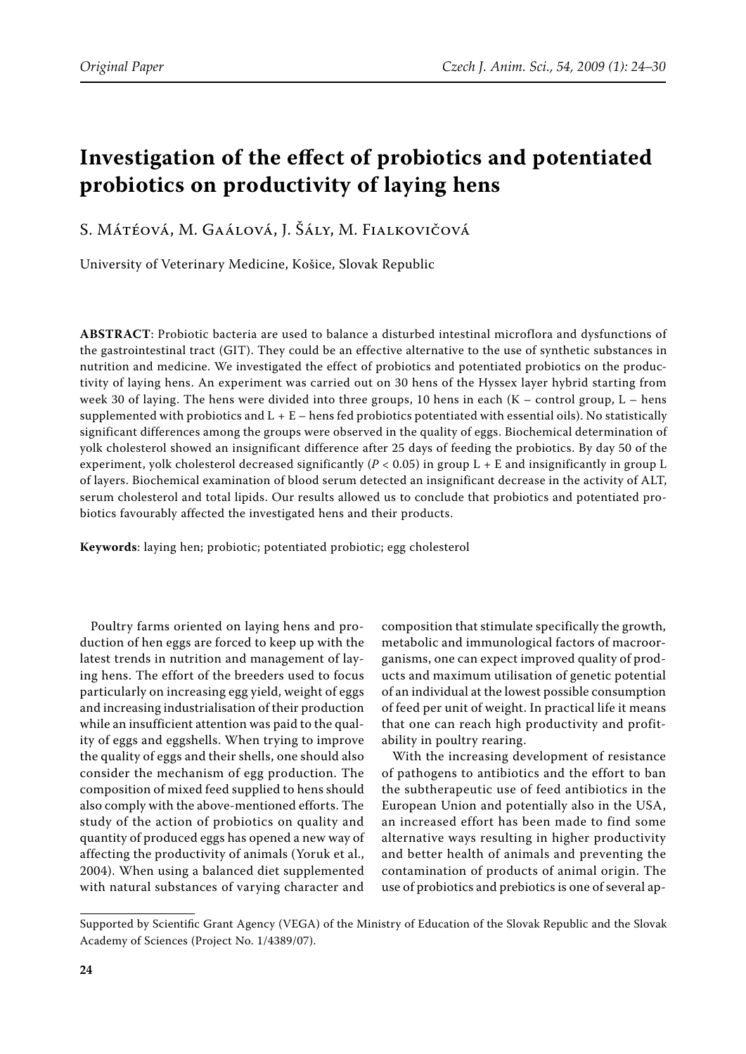Original Paper

# Investigation of the effect of probiotics and potentiated probiotics on productivity of laying hens

S. Mátéová, M. Gaálová, J. Šály, M. Fialkovičová

University of Veterinary Medicine, Košice, Slovak Republic

**ABSTRACT**: Probiotic bacteria are used to balance a disturbed intestinal microflora and dysfunctions of the gastrointestinal tract (GIT). They could be an effective alternative to the use of synthetic substances in nutrition and medicine. We investigated the effect of probiotics and potentiated probiotics on the productivity of laying hens. An experiment was carried out on 30 hens of the Hyssex layer hybrid starting from week 30 of laying. The hens were divided into three groups, 10 hens in each (K – control group, L – hens supplemented with probiotics and L + E – hens fed probiotics potentiated with essential oils). No statistically significant differences among the groups were observed in the quality of eggs. Biochemical determination of yolk cholesterol showed an insignificant difference after 25 days of feeding the probiotics. By day 50 of the experiment, yolk cholesterol decreased significantly ($P < 0.05$) in group L + E and insignificantly in group L of layers. Biochemical examination of blood serum detected an insignificant decrease in the activity of ALT, serum cholesterol and total lipids. Our results allowed us to conclude that probiotics and potentiated probiotics favourably affected the investigated hens and their products.

**Keywords**: laying hen; probiotic; potentiated probiotic; egg cholesterol

Poultry farms oriented on laying hens and production of hen eggs are forced to keep up with the latest trends in nutrition and management of laying hens. The effort of the breeders used to focus particularly on increasing egg yield, weight of eggs and increasing industrialisation of their production while an insufficient attention was paid to the quality of eggs and eggshells. When trying to improve the quality of eggs and their shells, one should also consider the mechanism of egg production. The composition of mixed feed supplied to hens should also comply with the above-mentioned efforts. The study of the action of probiotics on quality and quantity of produced eggs has opened a new way of affecting the productivity of animals (Yoruk et al., 2004). When using a balanced diet supplemented with natural substances of varying character and composition that stimulate specifically the growth, metabolic and immunological factors of macroorganisms, one can expect improved quality of products and maximum utilisation of genetic potential of an individual at the lowest possible consumption of feed per unit of weight. In practical life it means that one can reach high productivity and profitability in poultry rearing.

With the increasing development of resistance of pathogens to antibiotics and the effort to ban the subtherapeutic use of feed antibiotics in the European Union and potentially also in the USA, an increased effort has been made to find some alternative ways resulting in higher productivity and better health of animals and preventing the contamination of products of animal origin. The use of probiotics and prebiotics is one of several ap-

Supported by Scientific Grant Agency (VEGA) of the Ministry of Education of the Slovak Republic and the Slovak Academy of Sciences (Project No. 1/4389/07).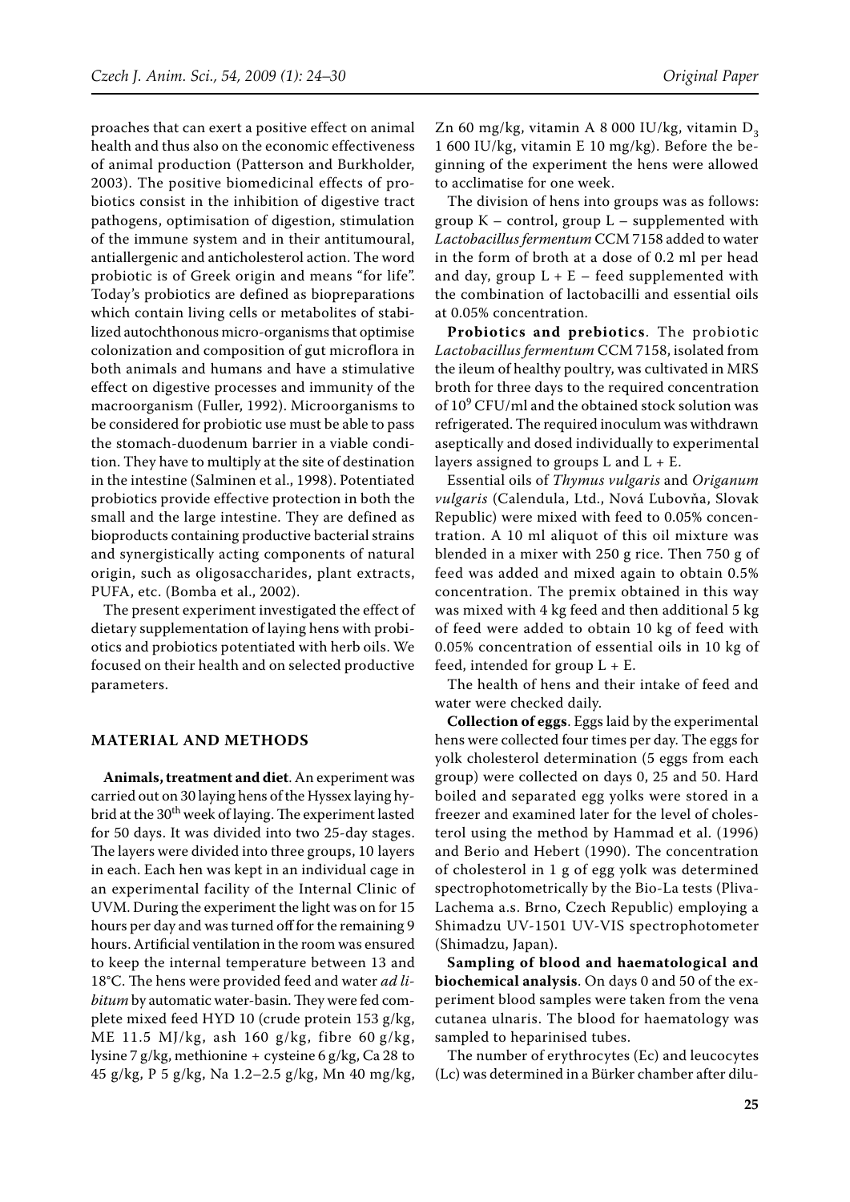proaches that can exert a positive effect on animal health and thus also on the economic effectiveness of animal production (Patterson and Burkholder, 2003). The positive biomedicinal effects of probiotics consist in the inhibition of digestive tract pathogens, optimisation of digestion, stimulation of the immune system and in their antitumoural, antiallergenic and anticholesterol action. The word probiotic is of Greek origin and means "for life". Today's probiotics are defined as biopreparations which contain living cells or metabolites of stabilized autochthonous micro-organisms that optimise colonization and composition of gut microflora in both animals and humans and have a stimulative effect on digestive processes and immunity of the macroorganism (Fuller, 1992). Microorganisms to be considered for probiotic use must be able to pass the stomach-duodenum barrier in a viable condition. They have to multiply at the site of destination in the intestine (Salminen et al., 1998). Potentiated probiotics provide effective protection in both the small and the large intestine. They are defined as bioproducts containing productive bacterial strains and synergistically acting components of natural origin, such as oligosaccharides, plant extracts, PUFA, etc. (Bomba et al., 2002).

The present experiment investigated the effect of dietary supplementation of laying hens with probiotics and probiotics potentiated with herb oils. We focused on their health and on selected productive parameters.

## MATERIAL AND METHODS

**Animals, treatment and diet**. An experiment was carried out on 30 laying hens of the Hyssex laying hybrid at the 30th week of laying. The experiment lasted for 50 days. It was divided into two 25-day stages. The layers were divided into three groups, 10 layers in each. Each hen was kept in an individual cage in an experimental facility of the Internal Clinic of UVM. During the experiment the light was on for 15 hours per day and was turned off for the remaining 9 hours. Artificial ventilation in the room was ensured to keep the internal temperature between 13 and 18°C. The hens were provided feed and water *ad libitum* by automatic water-basin. They were fed complete mixed feed HYD 10 (crude protein 153 g/kg, ME 11.5 MJ/kg, ash 160 g/kg, fibre 60 g/kg, lysine 7 g/kg, methionine + cysteine 6 g/kg, Ca 28 to 45 g/kg, P 5 g/kg, Na 1.2–2.5 g/kg, Mn 40 mg/kg, Zn 60 mg/kg, vitamin A 8 000 IU/kg, vitamin $D_3$ 1 600 IU/kg, vitamin E 10 mg/kg). Before the beginning of the experiment the hens were allowed to acclimatise for one week.

The division of hens into groups was as follows: group K – control, group L – supplemented with *Lactobacillus fermentum* CCM 7158 added to water in the form of broth at a dose of 0.2 ml per head and day, group L + E – feed supplemented with the combination of lactobacilli and essential oils at 0.05% concentration.

**Probiotics and prebiotics**. The probiotic *Lactobacillus fermentum* CCM 7158, isolated from the ileum of healthy poultry, was cultivated in MRS broth for three days to the required concentration of $10^9$ CFU/ml and the obtained stock solution was refrigerated. The required inoculum was withdrawn aseptically and dosed individually to experimental layers assigned to groups L and L + E.

Essential oils of *Thymus vulgaris* and *Origanum vulgaris* (Calendula, Ltd., Nová Ľubovňa, Slovak Republic) were mixed with feed to 0.05% concentration. A 10 ml aliquot of this oil mixture was blended in a mixer with 250 g rice. Then 750 g of feed was added and mixed again to obtain 0.5% concentration. The premix obtained in this way was mixed with 4 kg feed and then additional 5 kg of feed were added to obtain 10 kg of feed with 0.05% concentration of essential oils in 10 kg of feed, intended for group L + E.

The health of hens and their intake of feed and water were checked daily.

**Collection of eggs**. Eggs laid by the experimental hens were collected four times per day. The eggs for yolk cholesterol determination (5 eggs from each group) were collected on days 0, 25 and 50. Hard boiled and separated egg yolks were stored in a freezer and examined later for the level of cholesterol using the method by Hammad et al. (1996) and Berio and Hebert (1990). The concentration of cholesterol in 1 g of egg yolk was determined spectrophotometrically by the Bio-La tests (Pliva-Lachema a.s. Brno, Czech Republic) employing a Shimadzu UV-1501 UV-VIS spectrophotometer (Shimadzu, Japan).

**Sampling of blood and haematological and biochemical analysis**. On days 0 and 50 of the experiment blood samples were taken from the vena cutanea ulnaris. The blood for haematology was sampled to heparinised tubes.

The number of erythrocytes (Ec) and leucocytes (Lc) was determined in a Bürker chamber after dilu-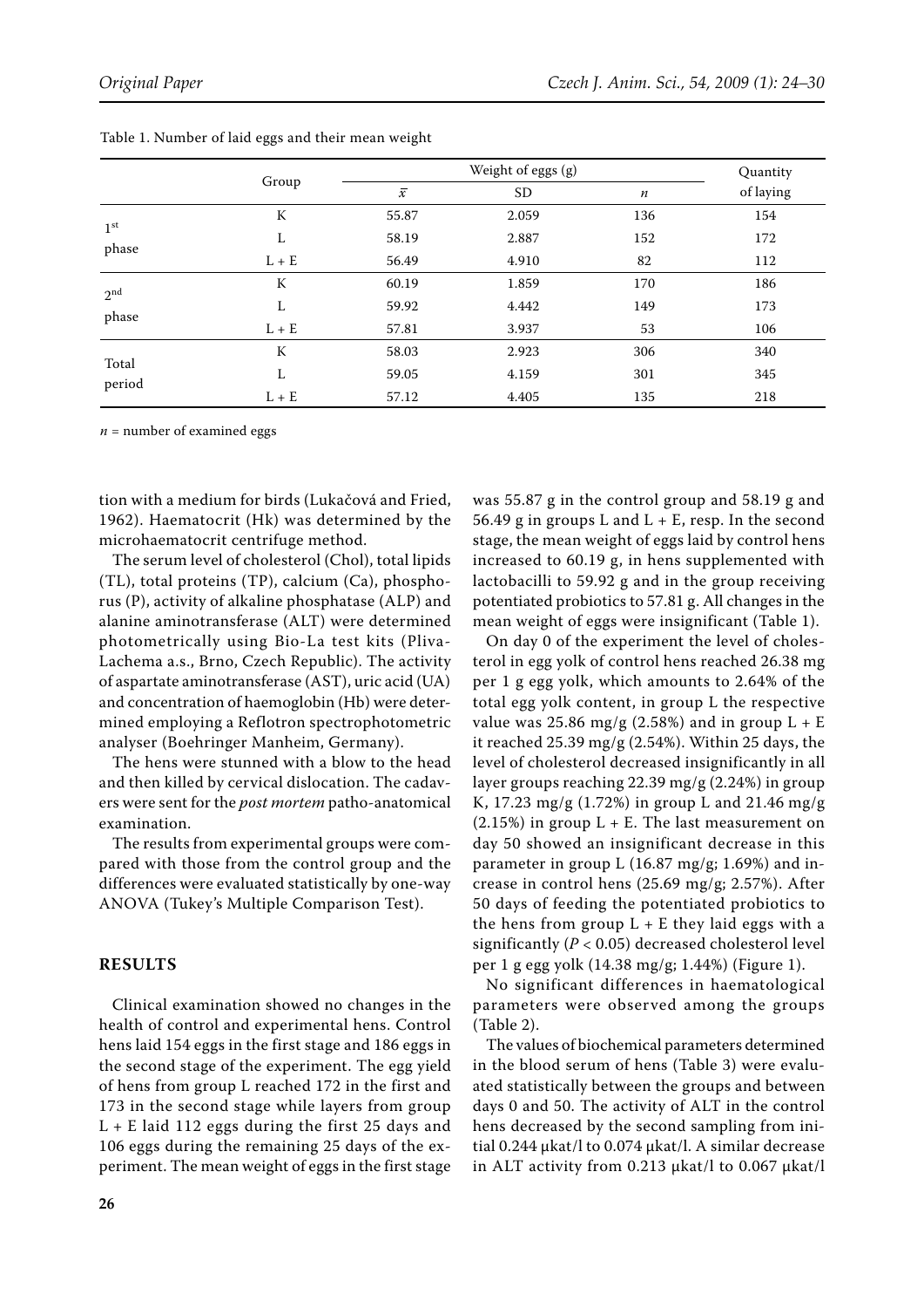Table 1. Number of laid eggs and their mean weight

| | Group | Weight of eggs (g) | | | Quantity of laying |
|---|---|---|---|---|---|
| | | $\bar{x}$ | SD | $n$ | |
| 1st phase | K | 55.87 | 2.059 | 136 | 154 |
| | L | 58.19 | 2.887 | 152 | 172 |
| | L + E | 56.49 | 4.910 | 82 | 112 |
| 2nd phase | K | 60.19 | 1.859 | 170 | 186 |
| | L | 59.92 | 4.442 | 149 | 173 |
| | L + E | 57.81 | 3.937 | 53 | 106 |
| Total period | K | 58.03 | 2.923 | 306 | 340 |
| | L | 59.05 | 4.159 | 301 | 345 |
| | L + E | 57.12 | 4.405 | 135 | 218 |

$n$ = number of examined eggs

tion with a medium for birds (Lukačová and Fried, 1962). Haematocrit (Hk) was determined by the microhaematocrit centrifuge method.

The serum level of cholesterol (Chol), total lipids (TL), total proteins (TP), calcium (Ca), phosphorus (P), activity of alkaline phosphatase (ALP) and alanine aminotransferase (ALT) were determined photometrically using Bio-La test kits (Pliva-Lachema a.s., Brno, Czech Republic). The activity of aspartate aminotransferase (AST), uric acid (UA) and concentration of haemoglobin (Hb) were determined employing a Reflotron spectrophotometric analyser (Boehringer Manheim, Germany).

The hens were stunned with a blow to the head and then killed by cervical dislocation. The cadavers were sent for the *post mortem* patho-anatomical examination.

The results from experimental groups were compared with those from the control group and the differences were evaluated statistically by one-way ANOVA (Tukey's Multiple Comparison Test).

## RESULTS

Clinical examination showed no changes in the health of control and experimental hens. Control hens laid 154 eggs in the first stage and 186 eggs in the second stage of the experiment. The egg yield of hens from group L reached 172 in the first and 173 in the second stage while layers from group L + E laid 112 eggs during the first 25 days and 106 eggs during the remaining 25 days of the experiment. The mean weight of eggs in the first stage was 55.87 g in the control group and 58.19 g and 56.49 g in groups L and L + E, resp. In the second stage, the mean weight of eggs laid by control hens increased to 60.19 g, in hens supplemented with lactobacilli to 59.92 g and in the group receiving potentiated probiotics to 57.81 g. All changes in the mean weight of eggs were insignificant (Table 1).

On day 0 of the experiment the level of cholesterol in egg yolk of control hens reached 26.38 mg per 1 g egg yolk, which amounts to 2.64% of the total egg yolk content, in group L the respective value was 25.86 mg/g (2.58%) and in group L + E it reached 25.39 mg/g (2.54%). Within 25 days, the level of cholesterol decreased insignificantly in all layer groups reaching 22.39 mg/g (2.24%) in group K, 17.23 mg/g (1.72%) in group L and 21.46 mg/g (2.15%) in group L + E. The last measurement on day 50 showed an insignificant decrease in this parameter in group L (16.87 mg/g; 1.69%) and increase in control hens (25.69 mg/g; 2.57%). After 50 days of feeding the potentiated probiotics to the hens from group L + E they laid eggs with a significantly ($P < 0.05$) decreased cholesterol level per 1 g egg yolk (14.38 mg/g; 1.44%) (Figure 1).

No significant differences in haematological parameters were observed among the groups (Table 2).

The values of biochemical parameters determined in the blood serum of hens (Table 3) were evaluated statistically between the groups and between days 0 and 50. The activity of ALT in the control hens decreased by the second sampling from initial 0.244 µkat/l to 0.074 µkat/l. A similar decrease in ALT activity from 0.213 µkat/l to 0.067 µkat/l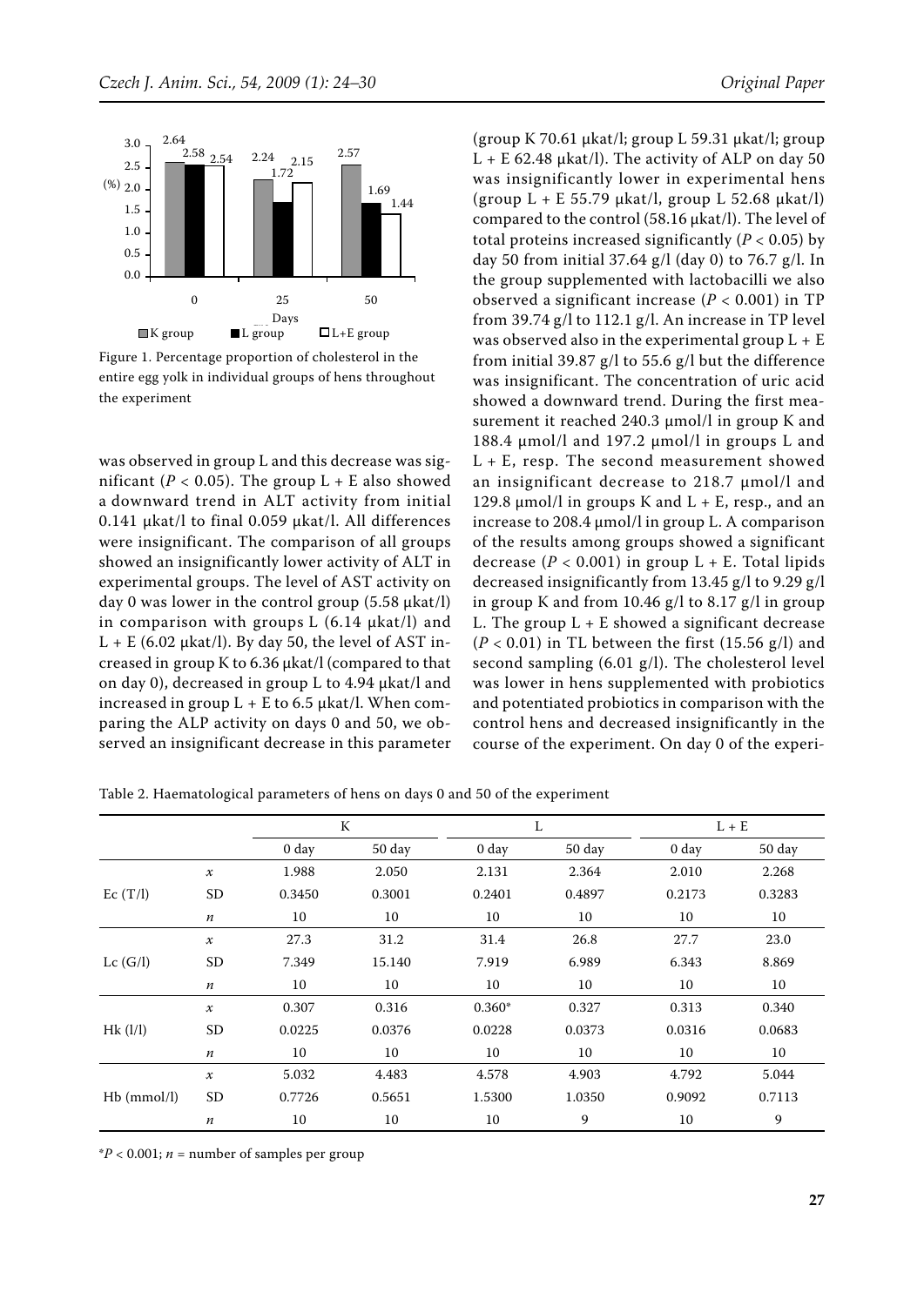Figure 1. Percentage proportion of cholesterol in the entire egg yolk in individual groups of hens throughout the experiment

was observed in group L and this decrease was significant ($P < 0.05$). The group L + E also showed a downward trend in ALT activity from initial 0.141 µkat/l to final 0.059 µkat/l. All differences were insignificant. The comparison of all groups showed an insignificantly lower activity of ALT in experimental groups. The level of AST activity on day 0 was lower in the control group (5.58 µkat/l) in comparison with groups L (6.14 µkat/l) and L + E (6.02 µkat/l). By day 50, the level of AST increased in group K to 6.36 µkat/l (compared to that on day 0), decreased in group L to 4.94 µkat/l and increased in group L + E to 6.5 µkat/l. When comparing the ALP activity on days 0 and 50, we observed an insignificant decrease in this parameter (group K 70.61 µkat/l; group L 59.31 µkat/l; group L + E 62.48 µkat/l). The activity of ALP on day 50 was insignificantly lower in experimental hens (group L + E 55.79 µkat/l, group L 52.68 µkat/l) compared to the control (58.16 µkat/l). The level of total proteins increased significantly ($P < 0.05$) by day 50 from initial 37.64 g/l (day 0) to 76.7 g/l. In the group supplemented with lactobacilli we also observed a significant increase ($P < 0.001$) in TP from 39.74 g/l to 112.1 g/l. An increase in TP level was observed also in the experimental group L + E from initial 39.87 g/l to 55.6 g/l but the difference was insignificant. The concentration of uric acid showed a downward trend. During the first measurement it reached 240.3 µmol/l in group K and 188.4 µmol/l and 197.2 µmol/l in groups L and L + E, resp. The second measurement showed an insignificant decrease to 218.7 µmol/l and 129.8 µmol/l in groups K and L + E, resp., and an increase to 208.4 µmol/l in group L. A comparison of the results among groups showed a significant decrease ($P < 0.001$) in group L + E. Total lipids decreased insignificantly from 13.45 g/l to 9.29 g/l in group K and from 10.46 g/l to 8.17 g/l in group L. The group L + E showed a significant decrease ($P < 0.01$) in TL between the first (15.56 g/l) and second sampling (6.01 g/l). The cholesterol level was lower in hens supplemented with probiotics and potentiated probiotics in comparison with the control hens and decreased insignificantly in the course of the experiment. On day 0 of the experi-

Table 2. Haematological parameters of hens on days 0 and 50 of the experiment

| | | K | | L | | L + E | |
|---|---|---|---|---|---|---|---|
| | | 0 day | 50 day | 0 day | 50 day | 0 day | 50 day |
| Ec (T/l) | $x$ | 1.988 | 2.050 | 2.131 | 2.364 | 2.010 | 2.268 |
| | SD | 0.3450 | 0.3001 | 0.2401 | 0.4897 | 0.2173 | 0.3283 |
| | $n$ | 10 | 10 | 10 | 10 | 10 | 10 |
| Lc (G/l) | $x$ | 27.3 | 31.2 | 31.4 | 26.8 | 27.7 | 23.0 |
| | SD | 7.349 | 15.140 | 7.919 | 6.989 | 6.343 | 8.869 |
| | $n$ | 10 | 10 | 10 | 10 | 10 | 10 |
| Hk (l/l) | $x$ | 0.307 | 0.316 | 0.360* | 0.327 | 0.313 | 0.340 |
| | SD | 0.0225 | 0.0376 | 0.0228 | 0.0373 | 0.0316 | 0.0683 |
| | $n$ | 10 | 10 | 10 | 10 | 10 | 10 |
| Hb (mmol/l) | $x$ | 5.032 | 4.483 | 4.578 | 4.903 | 4.792 | 5.044 |
| | SD | 0.7726 | 0.5651 | 1.5300 | 1.0350 | 0.9092 | 0.7113 |
| | $n$ | 10 | 10 | 10 | 9 | 10 | 9 |

*$P < 0.001$; $n$ = number of samples per group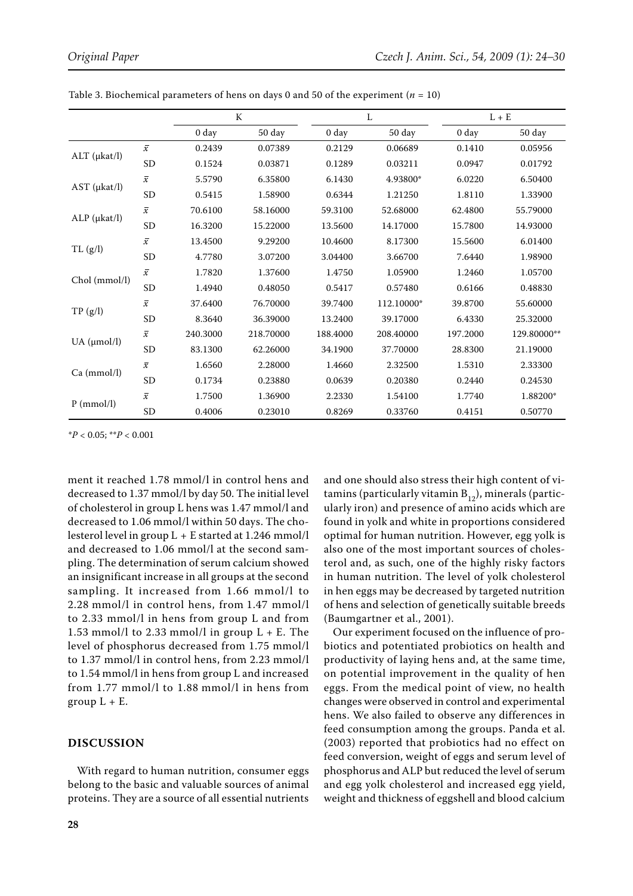Table 3. Biochemical parameters of hens on days 0 and 50 of the experiment ($n = 10$)

| | | K | | L | | L + E | |
|---|---|---|---|---|---|---|---|
| | | 0 day | 50 day | 0 day | 50 day | 0 day | 50 day |
| ALT (μkat/l) | $\bar{x}$ | 0.2439 | 0.07389 | 0.2129 | 0.06689 | 0.1410 | 0.05956 |
| | SD | 0.1524 | 0.03871 | 0.1289 | 0.03211 | 0.0947 | 0.01792 |
| AST (μkat/l) | $\bar{x}$ | 5.5790 | 6.35800 | 6.1430 | 4.93800* | 6.0220 | 6.50400 |
| | SD | 0.5415 | 1.58900 | 0.6344 | 1.21250 | 1.8110 | 1.33900 |
| ALP (μkat/l) | $\bar{x}$ | 70.6100 | 58.16000 | 59.3100 | 52.68000 | 62.4800 | 55.79000 |
| | SD | 16.3200 | 15.22000 | 13.5600 | 14.17000 | 15.7800 | 14.93000 |
| TL (g/l) | $\bar{x}$ | 13.4500 | 9.29200 | 10.4600 | 8.17300 | 15.5600 | 6.01400 |
| | SD | 4.7780 | 3.07200 | 3.04400 | 3.66700 | 7.6440 | 1.98900 |
| Chol (mmol/l) | $\bar{x}$ | 1.7820 | 1.37600 | 1.4750 | 1.05900 | 1.2460 | 1.05700 |
| | SD | 1.4940 | 0.48050 | 0.5417 | 0.57480 | 0.6166 | 0.48830 |
| TP (g/l) | $\bar{x}$ | 37.6400 | 76.70000 | 39.7400 | 112.10000* | 39.8700 | 55.60000 |
| | SD | 8.3640 | 36.39000 | 13.2400 | 39.17000 | 6.4330 | 25.32000 |
| UA (μmol/l) | $\bar{x}$ | 240.3000 | 218.70000 | 188.4000 | 208.40000 | 197.2000 | 129.80000** |
| | SD | 83.1300 | 62.26000 | 34.1900 | 37.70000 | 28.8300 | 21.19000 |
| Ca (mmol/l) | $\bar{x}$ | 1.6560 | 2.28000 | 1.4660 | 2.32500 | 1.5310 | 2.33300 |
| | SD | 0.1734 | 0.23880 | 0.0639 | 0.20380 | 0.2440 | 0.24530 |
| P (mmol/l) | $\bar{x}$ | 1.7500 | 1.36900 | 2.2330 | 1.54100 | 1.7740 | 1.88200* |
| | SD | 0.4006 | 0.23010 | 0.8269 | 0.33760 | 0.4151 | 0.50770 |

*$P < 0.05$; **$P < 0.001$

ment it reached 1.78 mmol/l in control hens and decreased to 1.37 mmol/l by day 50. The initial level of cholesterol in group L hens was 1.47 mmol/l and decreased to 1.06 mmol/l within 50 days. The cholesterol level in group L + E started at 1.246 mmol/l and decreased to 1.06 mmol/l at the second sampling. The determination of serum calcium showed an insignificant increase in all groups at the second sampling. It increased from 1.66 mmol/l to 2.28 mmol/l in control hens, from 1.47 mmol/l to 2.33 mmol/l in hens from group L and from 1.53 mmol/l to 2.33 mmol/l in group L + E. The level of phosphorus decreased from 1.75 mmol/l to 1.37 mmol/l in control hens, from 2.23 mmol/l to 1.54 mmol/l in hens from group L and increased from 1.77 mmol/l to 1.88 mmol/l in hens from group L + E.

## DISCUSSION

With regard to human nutrition, consumer eggs belong to the basic and valuable sources of animal proteins. They are a source of all essential nutrients and one should also stress their high content of vitamins (particularly vitamin $B_{12}$), minerals (particularly iron) and presence of amino acids which are found in yolk and white in proportions considered optimal for human nutrition. However, egg yolk is also one of the most important sources of cholesterol and, as such, one of the highly risky factors in human nutrition. The level of yolk cholesterol in hen eggs may be decreased by targeted nutrition of hens and selection of genetically suitable breeds (Baumgartner et al., 2001).

Our experiment focused on the influence of probiotics and potentiated probiotics on health and productivity of laying hens and, at the same time, on potential improvement in the quality of hen eggs. From the medical point of view, no health changes were observed in control and experimental hens. We also failed to observe any differences in feed consumption among the groups. Panda et al. (2003) reported that probiotics had no effect on feed conversion, weight of eggs and serum level of phosphorus and ALP but reduced the level of serum and egg yolk cholesterol and increased egg yield, weight and thickness of eggshell and blood calcium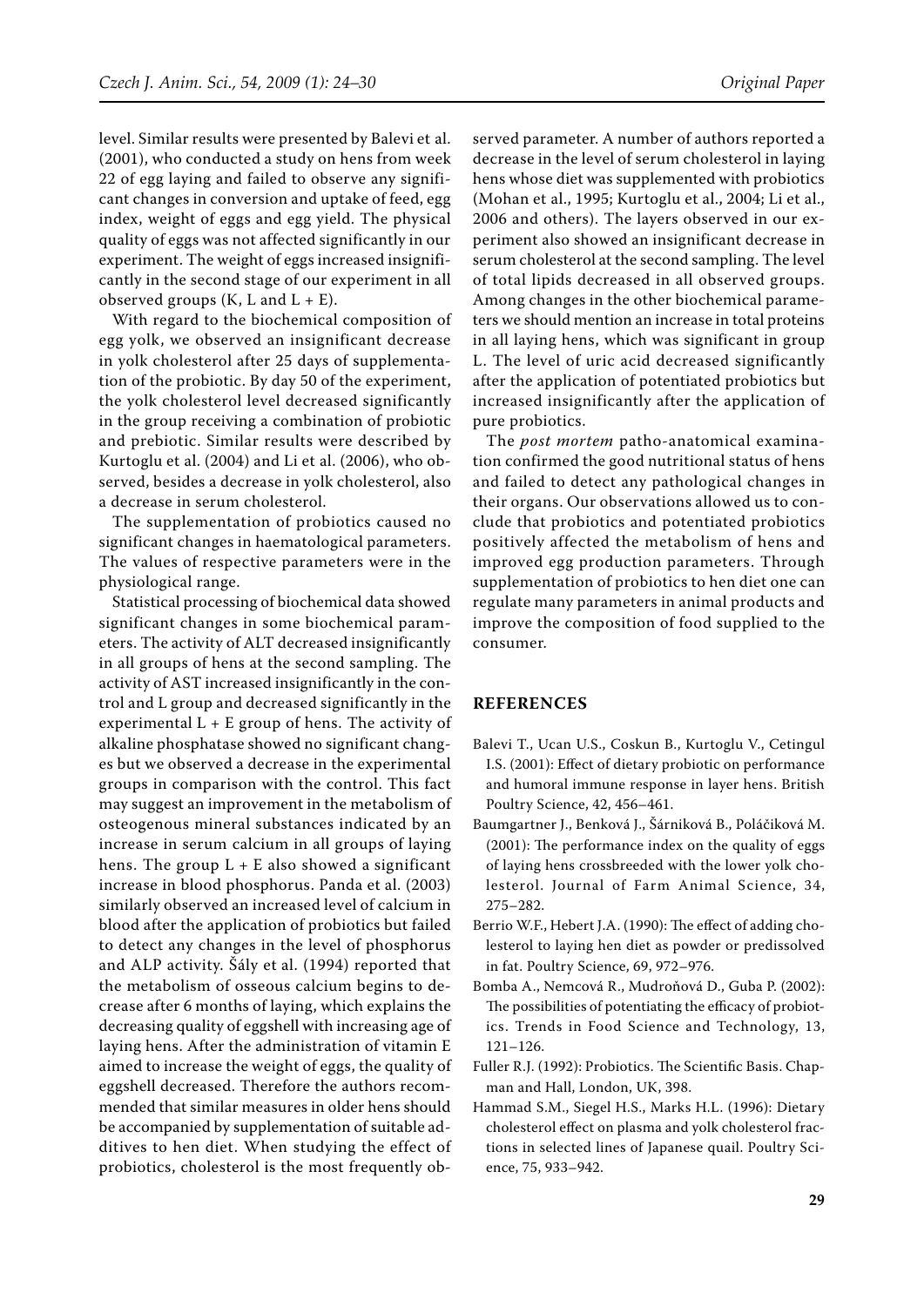level. Similar results were presented by Balevi et al. (2001), who conducted a study on hens from week 22 of egg laying and failed to observe any significant changes in conversion and uptake of feed, egg index, weight of eggs and egg yield. The physical quality of eggs was not affected significantly in our experiment. The weight of eggs increased insignificantly in the second stage of our experiment in all observed groups (K, L and L + E).

With regard to the biochemical composition of egg yolk, we observed an insignificant decrease in yolk cholesterol after 25 days of supplementation of the probiotic. By day 50 of the experiment, the yolk cholesterol level decreased significantly in the group receiving a combination of probiotic and prebiotic. Similar results were described by Kurtoglu et al. (2004) and Li et al. (2006), who observed, besides a decrease in yolk cholesterol, also a decrease in serum cholesterol.

The supplementation of probiotics caused no significant changes in haematological parameters. The values of respective parameters were in the physiological range.

Statistical processing of biochemical data showed significant changes in some biochemical parameters. The activity of ALT decreased insignificantly in all groups of hens at the second sampling. The activity of AST increased insignificantly in the control and L group and decreased significantly in the experimental L + E group of hens. The activity of alkaline phosphatase showed no significant changes but we observed a decrease in the experimental groups in comparison with the control. This fact may suggest an improvement in the metabolism of osteogenous mineral substances indicated by an increase in serum calcium in all groups of laying hens. The group L + E also showed a significant increase in blood phosphorus. Panda et al. (2003) similarly observed an increased level of calcium in blood after the application of probiotics but failed to detect any changes in the level of phosphorus and ALP activity. Šály et al. (1994) reported that the metabolism of osseous calcium begins to decrease after 6 months of laying, which explains the decreasing quality of eggshell with increasing age of laying hens. After the administration of vitamin E aimed to increase the weight of eggs, the quality of eggshell decreased. Therefore the authors recommended that similar measures in older hens should be accompanied by supplementation of suitable additives to hen diet. When studying the effect of probiotics, cholesterol is the most frequently observed parameter. A number of authors reported a decrease in the level of serum cholesterol in laying hens whose diet was supplemented with probiotics (Mohan et al., 1995; Kurtoglu et al., 2004; Li et al., 2006 and others). The layers observed in our experiment also showed an insignificant decrease in serum cholesterol at the second sampling. The level of total lipids decreased in all observed groups. Among changes in the other biochemical parameters we should mention an increase in total proteins in all laying hens, which was significant in group L. The level of uric acid decreased significantly after the application of potentiated probiotics but increased insignificantly after the application of pure probiotics.

The *post mortem* patho-anatomical examination confirmed the good nutritional status of hens and failed to detect any pathological changes in their organs. Our observations allowed us to conclude that probiotics and potentiated probiotics positively affected the metabolism of hens and improved egg production parameters. Through supplementation of probiotics to hen diet one can regulate many parameters in animal products and improve the composition of food supplied to the consumer.

## REFERENCES

Balevi T., Ucan U.S., Coskun B., Kurtoglu V., Cetingul I.S. (2001): Effect of dietary probiotic on performance and humoral immune response in layer hens. British Poultry Science, 42, 456–461.

Baumgartner J., Benková J., Šárniková B., Poláčiková M. (2001): The performance index on the quality of eggs of laying hens crossbreeded with the lower yolk cholesterol. Journal of Farm Animal Science, 34, 275–282.

Berrio W.F., Hebert J.A. (1990): The effect of adding cholesterol to laying hen diet as powder or predissolved in fat. Poultry Science, 69, 972–976.

Bomba A., Nemcová R., Mudroňová D., Guba P. (2002): The possibilities of potentiating the efficacy of probiotics. Trends in Food Science and Technology, 13, 121–126.

Fuller R.J. (1992): Probiotics. The Scientific Basis. Chapman and Hall, London, UK, 398.

Hammad S.M., Siegel H.S., Marks H.L. (1996): Dietary cholesterol effect on plasma and yolk cholesterol fractions in selected lines of Japanese quail. Poultry Science, 75, 933–942.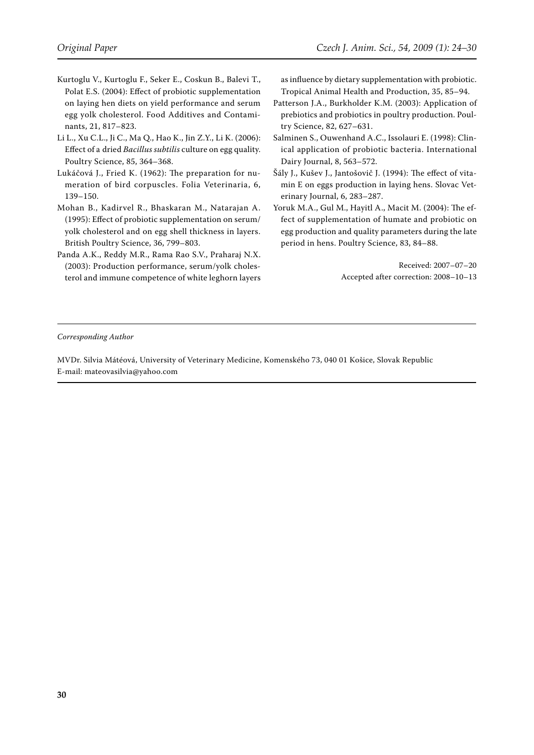Kurtoglu V., Kurtoglu F., Seker E., Coskun B., Balevi T., Polat E.S. (2004): Effect of probiotic supplementation on laying hen diets on yield performance and serum egg yolk cholesterol. Food Additives and Contaminants, 21, 817–823.

Li L., Xu C.L., Ji C., Ma Q., Hao K., Jin Z.Y., Li K. (2006): Effect of a dried *Bacillus subtilis* culture on egg quality. Poultry Science, 85, 364–368.

Lukáčová J., Fried K. (1962): The preparation for numeration of bird corpuscles. Folia Veterinaria, 6, 139–150.

Mohan B., Kadirvel R., Bhaskaran M., Natarajan A. (1995): Effect of probiotic supplementation on serum/yolk cholesterol and on egg shell thickness in layers. British Poultry Science, 36, 799–803.

Panda A.K., Reddy M.R., Rama Rao S.V., Praharaj N.X. (2003): Production performance, serum/yolk cholesterol and immune competence of white leghorn layers as influence by dietary supplementation with probiotic. Tropical Animal Health and Production, 35, 85–94.

Patterson J.A., Burkholder K.M. (2003): Application of prebiotics and probiotics in poultry production. Poultry Science, 82, 627–631.

Salminen S., Ouwenhand A.C., Issolauri E. (1998): Clinical application of probiotic bacteria. International Dairy Journal, 8, 563–572.

Šály J., Kušev J., Jantošovič J. (1994): The effect of vitamin E on eggs production in laying hens. Slovac Veterinary Journal, 6, 283–287.

Yoruk M.A., Gul M., Hayitl A., Macit M. (2004): The effect of supplementation of humate and probiotic on egg production and quality parameters during the late period in hens. Poultry Science, 83, 84–88.

Received: 2007–07–20
Accepted after correction: 2008–10–13

*Corresponding Author*

MVDr. Silvia Mátéová, University of Veterinary Medicine, Komenského 73, 040 01 Košice, Slovak Republic
E-mail: mateovasilvia@yahoo.com